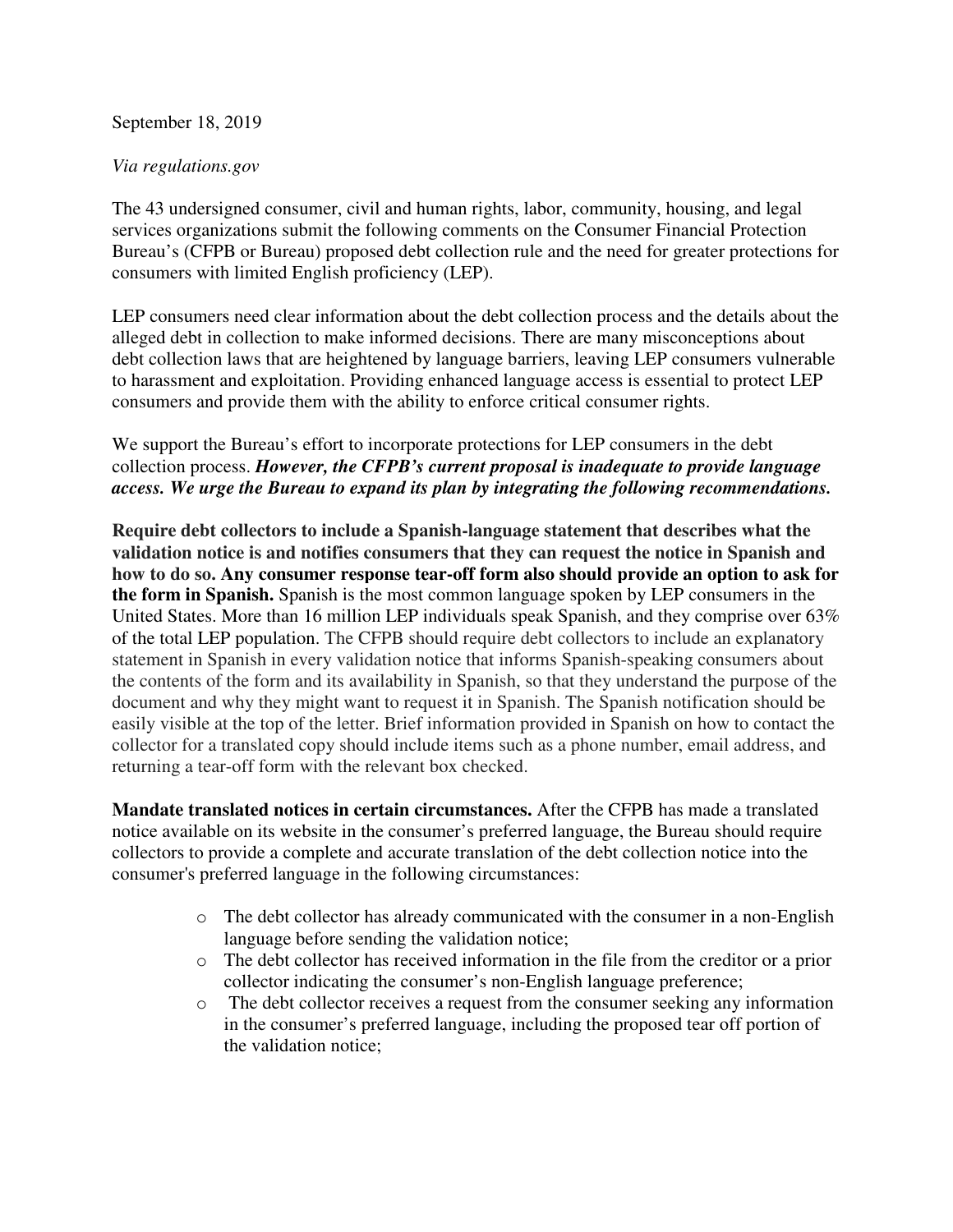September 18, 2019

*Via regulations.gov*

The 43 undersigned consumer, civil and human rights, labor, community, housing, and legal services organizations submit the following comments on the Consumer Financial Protection Bureau's (CFPB or Bureau) proposed debt collection rule and the need for greater protections for consumers with limited English proficiency (LEP).

LEP consumers need clear information about the debt collection process and the details about the alleged debt in collection to make informed decisions. There are many misconceptions about debt collection laws that are heightened by language barriers, leaving LEP consumers vulnerable to harassment and exploitation. Providing enhanced language access is essential to protect LEP consumers and provide them with the ability to enforce critical consumer rights.

We support the Bureau's effort to incorporate protections for LEP consumers in the debt collection process. ***However, the CFPB's current proposal is inadequate to provide language access. We urge the Bureau to expand its plan by integrating the following recommendations.***

**Require debt collectors to include a Spanish-language statement that describes what the validation notice is and notifies consumers that they can request the notice in Spanish and how to do so. Any consumer response tear-off form also should provide an option to ask for the form in Spanish.** Spanish is the most common language spoken by LEP consumers in the United States. More than 16 million LEP individuals speak Spanish, and they comprise over 63% of the total LEP population. The CFPB should require debt collectors to include an explanatory statement in Spanish in every validation notice that informs Spanish-speaking consumers about the contents of the form and its availability in Spanish, so that they understand the purpose of the document and why they might want to request it in Spanish. The Spanish notification should be easily visible at the top of the letter. Brief information provided in Spanish on how to contact the collector for a translated copy should include items such as a phone number, email address, and returning a tear-off form with the relevant box checked.

**Mandate translated notices in certain circumstances.** After the CFPB has made a translated notice available on its website in the consumer's preferred language, the Bureau should require collectors to provide a complete and accurate translation of the debt collection notice into the consumer's preferred language in the following circumstances:

- The debt collector has already communicated with the consumer in a non-English language before sending the validation notice;
- The debt collector has received information in the file from the creditor or a prior collector indicating the consumer's non-English language preference;
- The debt collector receives a request from the consumer seeking any information in the consumer's preferred language, including the proposed tear off portion of the validation notice;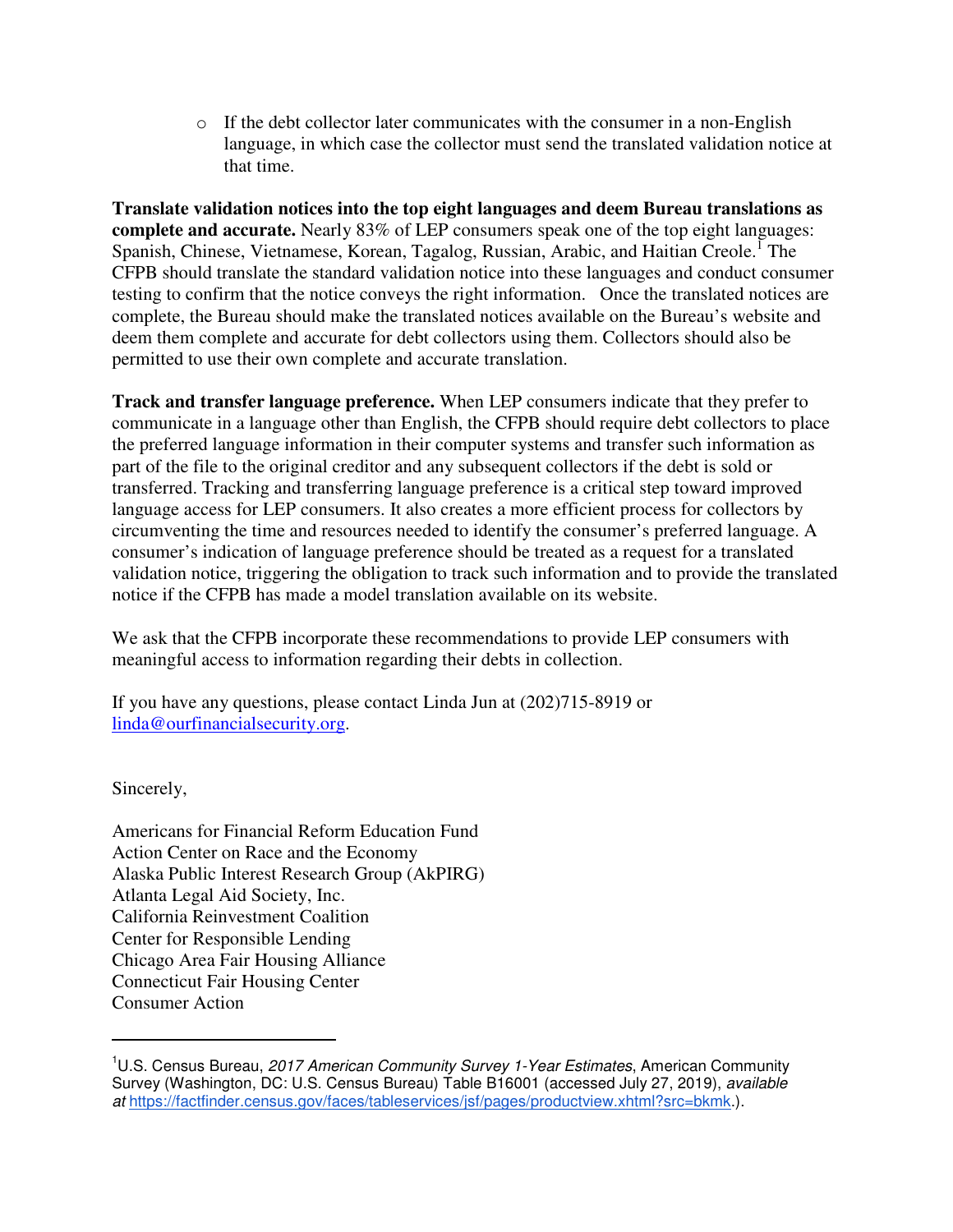- If the debt collector later communicates with the consumer in a non-English language, in which case the collector must send the translated validation notice at that time.

**Translate validation notices into the top eight languages and deem Bureau translations as complete and accurate.** Nearly 83% of LEP consumers speak one of the top eight languages: Spanish, Chinese, Vietnamese, Korean, Tagalog, Russian, Arabic, and Haitian Creole.[1] The CFPB should translate the standard validation notice into these languages and conduct consumer testing to confirm that the notice conveys the right information. Once the translated notices are complete, the Bureau should make the translated notices available on the Bureau's website and deem them complete and accurate for debt collectors using them. Collectors should also be permitted to use their own complete and accurate translation.

**Track and transfer language preference.** When LEP consumers indicate that they prefer to communicate in a language other than English, the CFPB should require debt collectors to place the preferred language information in their computer systems and transfer such information as part of the file to the original creditor and any subsequent collectors if the debt is sold or transferred. Tracking and transferring language preference is a critical step toward improved language access for LEP consumers. It also creates a more efficient process for collectors by circumventing the time and resources needed to identify the consumer's preferred language. A consumer's indication of language preference should be treated as a request for a translated validation notice, triggering the obligation to track such information and to provide the translated notice if the CFPB has made a model translation available on its website.

We ask that the CFPB incorporate these recommendations to provide LEP consumers with meaningful access to information regarding their debts in collection.

If you have any questions, please contact Linda Jun at (202)715-8919 or linda@ourfinancialsecurity.org.

Sincerely,

Americans for Financial Reform Education Fund
Action Center on Race and the Economy
Alaska Public Interest Research Group (AkPIRG)
Atlanta Legal Aid Society, Inc.
California Reinvestment Coalition
Center for Responsible Lending
Chicago Area Fair Housing Alliance
Connecticut Fair Housing Center
Consumer Action

---

[1] U.S. Census Bureau, *2017 American Community Survey 1-Year Estimates*, American Community Survey (Washington, DC: U.S. Census Bureau) Table B16001 (accessed July 27, 2019), *available at* https://factfinder.census.gov/faces/tableservices/jsf/pages/productview.xhtml?src=bkmk.).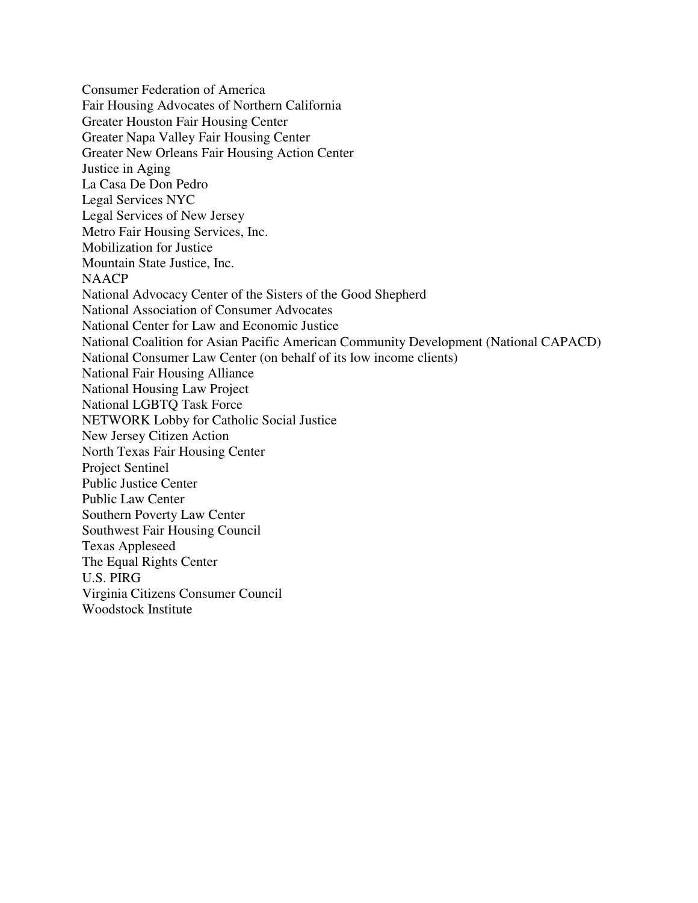Consumer Federation of America
Fair Housing Advocates of Northern California
Greater Houston Fair Housing Center
Greater Napa Valley Fair Housing Center
Greater New Orleans Fair Housing Action Center
Justice in Aging
La Casa De Don Pedro
Legal Services NYC
Legal Services of New Jersey
Metro Fair Housing Services, Inc.
Mobilization for Justice
Mountain State Justice, Inc.
NAACP
National Advocacy Center of the Sisters of the Good Shepherd
National Association of Consumer Advocates
National Center for Law and Economic Justice
National Coalition for Asian Pacific American Community Development (National CAPACD)
National Consumer Law Center (on behalf of its low income clients)
National Fair Housing Alliance
National Housing Law Project
National LGBTQ Task Force
NETWORK Lobby for Catholic Social Justice
New Jersey Citizen Action
North Texas Fair Housing Center
Project Sentinel
Public Justice Center
Public Law Center
Southern Poverty Law Center
Southwest Fair Housing Council
Texas Appleseed
The Equal Rights Center
U.S. PIRG
Virginia Citizens Consumer Council
Woodstock Institute